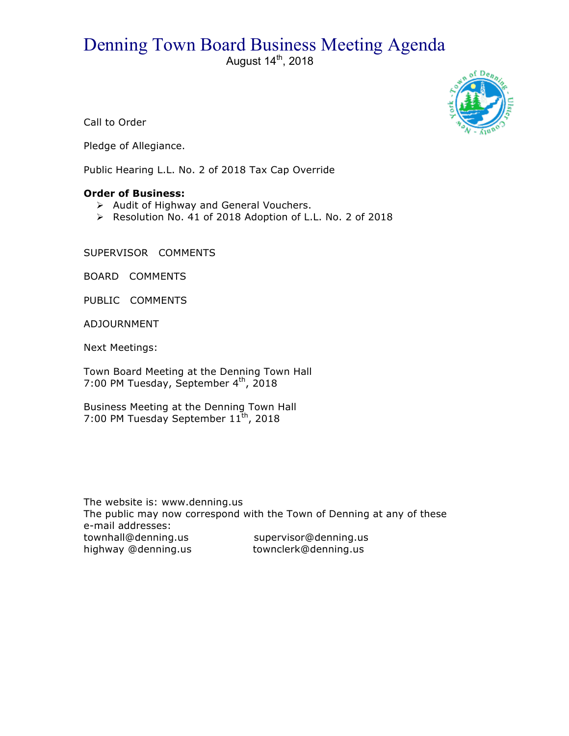# Denning Town Board Business Meeting Agenda

August 14th, 2018

Call to Order

Pledge of Allegiance.

Public Hearing L.L. No. 2 of 2018 Tax Cap Override

**Order of Business:**

- Audit of Highway and General Vouchers.
- Resolution No. 41 of 2018 Adoption of L.L. No. 2 of 2018

SUPERVISOR COMMENTS

BOARD COMMENTS

PUBLIC COMMENTS

ADJOURNMENT

Next Meetings:

Town Board Meeting at the Denning Town Hall
7:00 PM Tuesday, September 4th, 2018

Business Meeting at the Denning Town Hall
7:00 PM Tuesday September 11th, 2018

The website is: www.denning.us
The public may now correspond with the Town of Denning at any of these e-mail addresses:

townhall@denning.us supervisor@denning.us
highway @denning.us townclerk@denning.us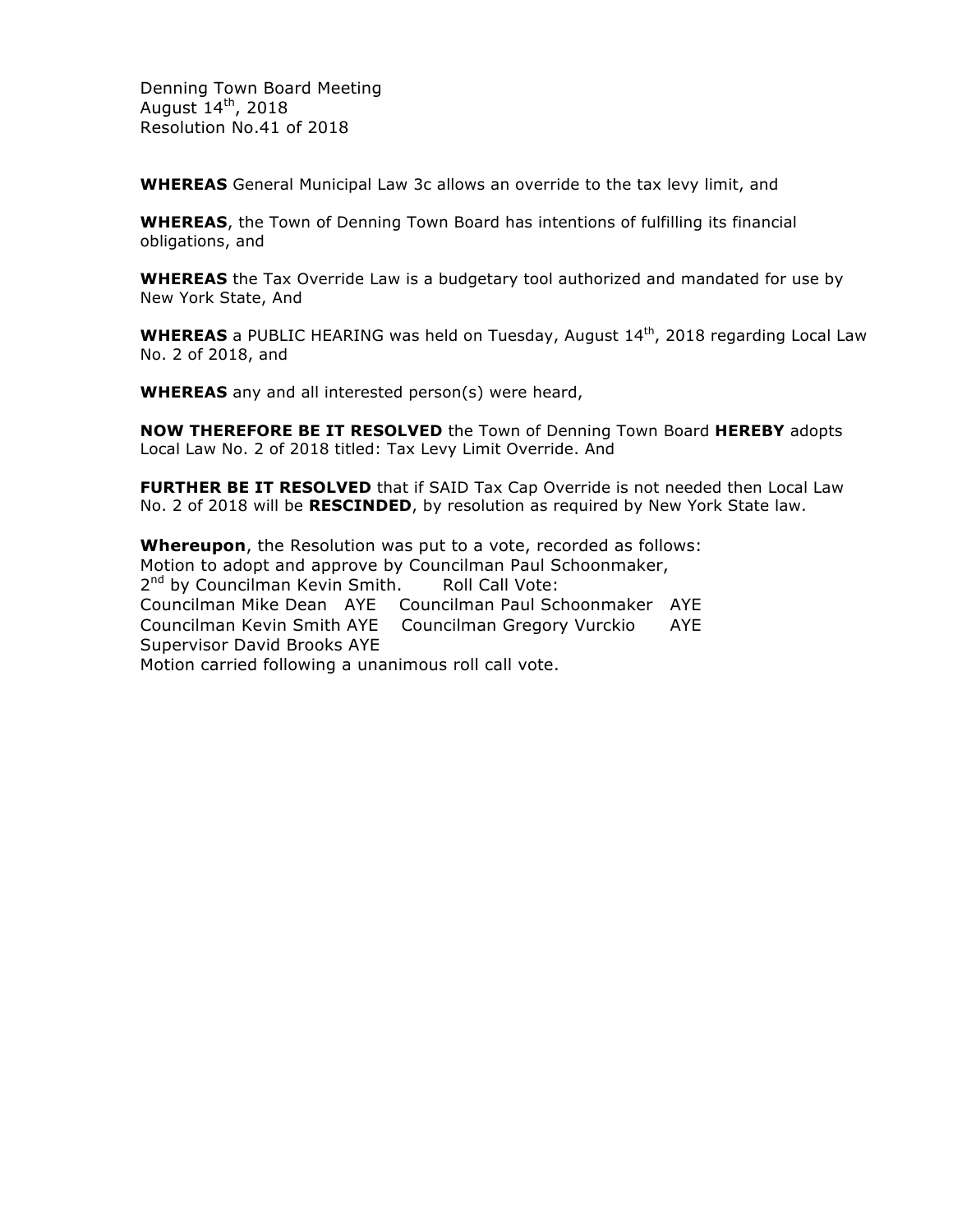Denning Town Board Meeting
August 14th, 2018
Resolution No.41 of 2018

**WHEREAS** General Municipal Law 3c allows an override to the tax levy limit, and

**WHEREAS**, the Town of Denning Town Board has intentions of fulfilling its financial obligations, and

**WHEREAS** the Tax Override Law is a budgetary tool authorized and mandated for use by New York State, And

**WHEREAS** a PUBLIC HEARING was held on Tuesday, August 14th, 2018 regarding Local Law No. 2 of 2018, and

**WHEREAS** any and all interested person(s) were heard,

**NOW THEREFORE BE IT RESOLVED** the Town of Denning Town Board **HEREBY** adopts Local Law No. 2 of 2018 titled: Tax Levy Limit Override. And

**FURTHER BE IT RESOLVED** that if SAID Tax Cap Override is not needed then Local Law No. 2 of 2018 will be **RESCINDED**, by resolution as required by New York State law.

**Whereupon**, the Resolution was put to a vote, recorded as follows:
Motion to adopt and approve by Councilman Paul Schoonmaker,
2nd by Councilman Kevin Smith. Roll Call Vote:
Councilman Mike Dean AYE Councilman Paul Schoonmaker AYE
Councilman Kevin Smith AYE Councilman Gregory Vurckio AYE
Supervisor David Brooks AYE
Motion carried following a unanimous roll call vote.